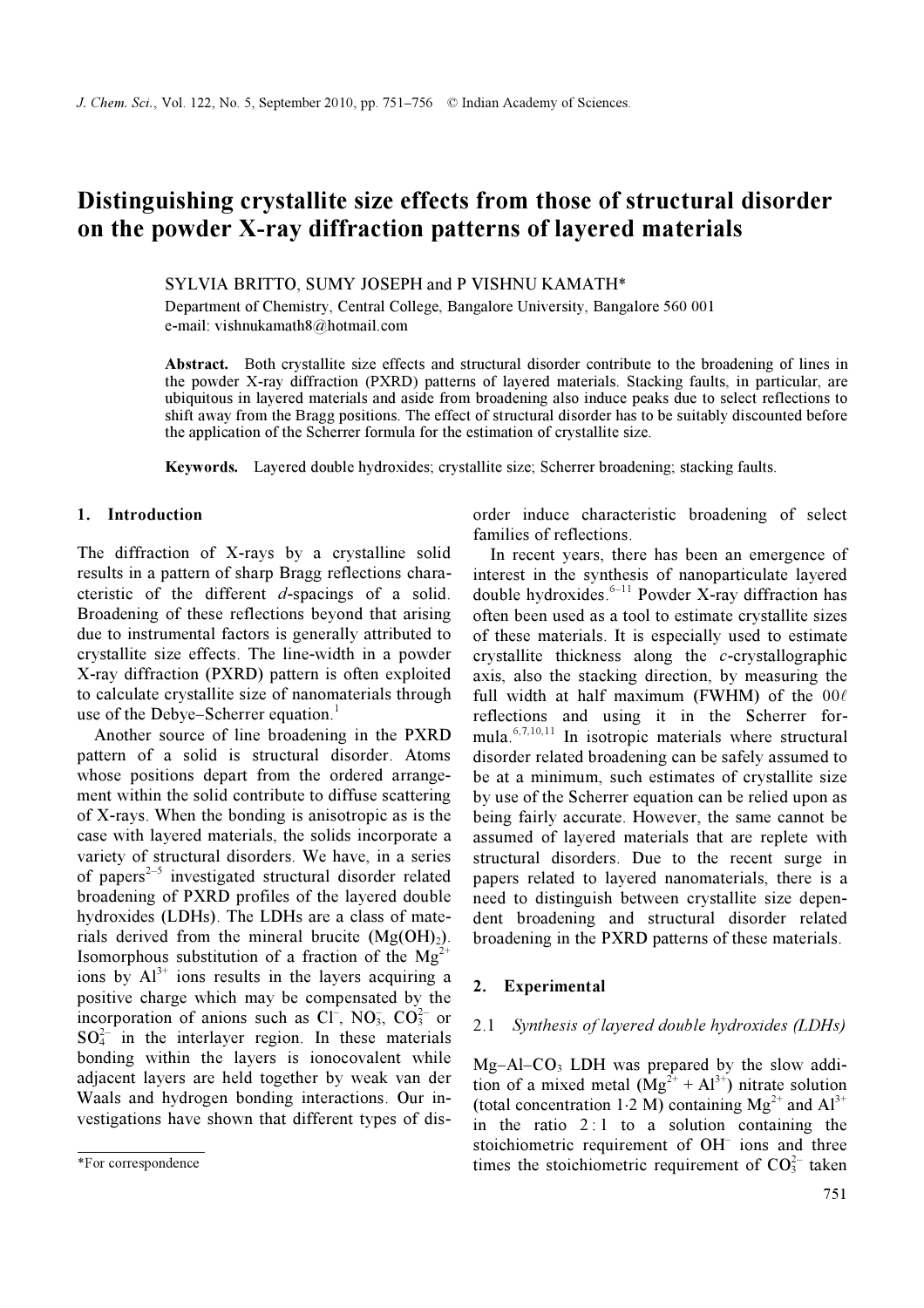# Distinguishing crystallite size effects from those of structural disorder on the powder X-ray diffraction patterns of layered materials

SYLVIA BRITTO, SUMY JOSEPH and P VISHNU KAMATH*

Department of Chemistry, Central College, Bangalore University, Bangalore 560 001
e-mail: vishnukamath8@hotmail.com

**Abstract.** Both crystallite size effects and structural disorder contribute to the broadening of lines in the powder X-ray diffraction (PXRD) patterns of layered materials. Stacking faults, in particular, are ubiquitous in layered materials and aside from broadening also induce peaks due to select reflections to shift away from the Bragg positions. The effect of structural disorder has to be suitably discounted before the application of the Scherrer formula for the estimation of crystallite size.

**Keywords.** Layered double hydroxides; crystallite size; Scherrer broadening; stacking faults.

## 1. Introduction

The diffraction of X-rays by a crystalline solid results in a pattern of sharp Bragg reflections characteristic of the different *d*-spacings of a solid. Broadening of these reflections beyond that arising due to instrumental factors is generally attributed to crystallite size effects. The line-width in a powder X-ray diffraction (PXRD) pattern is often exploited to calculate crystallite size of nanomaterials through use of the Debye–Scherrer equation.[1]

Another source of line broadening in the PXRD pattern of a solid is structural disorder. Atoms whose positions depart from the ordered arrangement within the solid contribute to diffuse scattering of X-rays. When the bonding is anisotropic as is the case with layered materials, the solids incorporate a variety of structural disorders. We have, in a series of papers[2–5] investigated structural disorder related broadening of PXRD profiles of the layered double hydroxides (LDHs). The LDHs are a class of materials derived from the mineral brucite ($Mg(OH)_2$). Isomorphous substitution of a fraction of the $Mg^{2+}$ ions by $Al^{3+}$ ions results in the layers acquiring a positive charge which may be compensated by the incorporation of anions such as $Cl^-$, $NO_3^-$, $CO_3^{2-}$ or $SO_4^{2-}$ in the interlayer region. In these materials bonding within the layers is ionocovalent while adjacent layers are held together by weak van der Waals and hydrogen bonding interactions. Our investigations have shown that different types of disorder induce characteristic broadening of select families of reflections.

In recent years, there has been an emergence of interest in the synthesis of nanoparticulate layered double hydroxides.[6–11] Powder X-ray diffraction has often been used as a tool to estimate crystallite sizes of these materials. It is especially used to estimate crystallite thickness along the *c*-crystallographic axis, also the stacking direction, by measuring the full width at half maximum (FWHM) of the $00\ell$ reflections and using it in the Scherrer formula.[6,7,10,11] In isotropic materials where structural disorder related broadening can be safely assumed to be at a minimum, such estimates of crystallite size by use of the Scherrer equation can be relied upon as being fairly accurate. However, the same cannot be assumed of layered materials that are replete with structural disorders. Due to the recent surge in papers related to layered nanomaterials, there is a need to distinguish between crystallite size dependent broadening and structural disorder related broadening in the PXRD patterns of these materials.

## 2. Experimental

### 2.1 *Synthesis of layered double hydroxides (LDHs)*

Mg–Al–$CO_3$ LDH was prepared by the slow addition of a mixed metal ($Mg^{2+}$ + $Al^{3+}$) nitrate solution (total concentration 1·2 M) containing $Mg^{2+}$ and $Al^{3+}$ in the ratio 2 : 1 to a solution containing the stoichiometric requirement of $OH^-$ ions and three times the stoichiometric requirement of $CO_3^{2-}$ taken

*For correspondence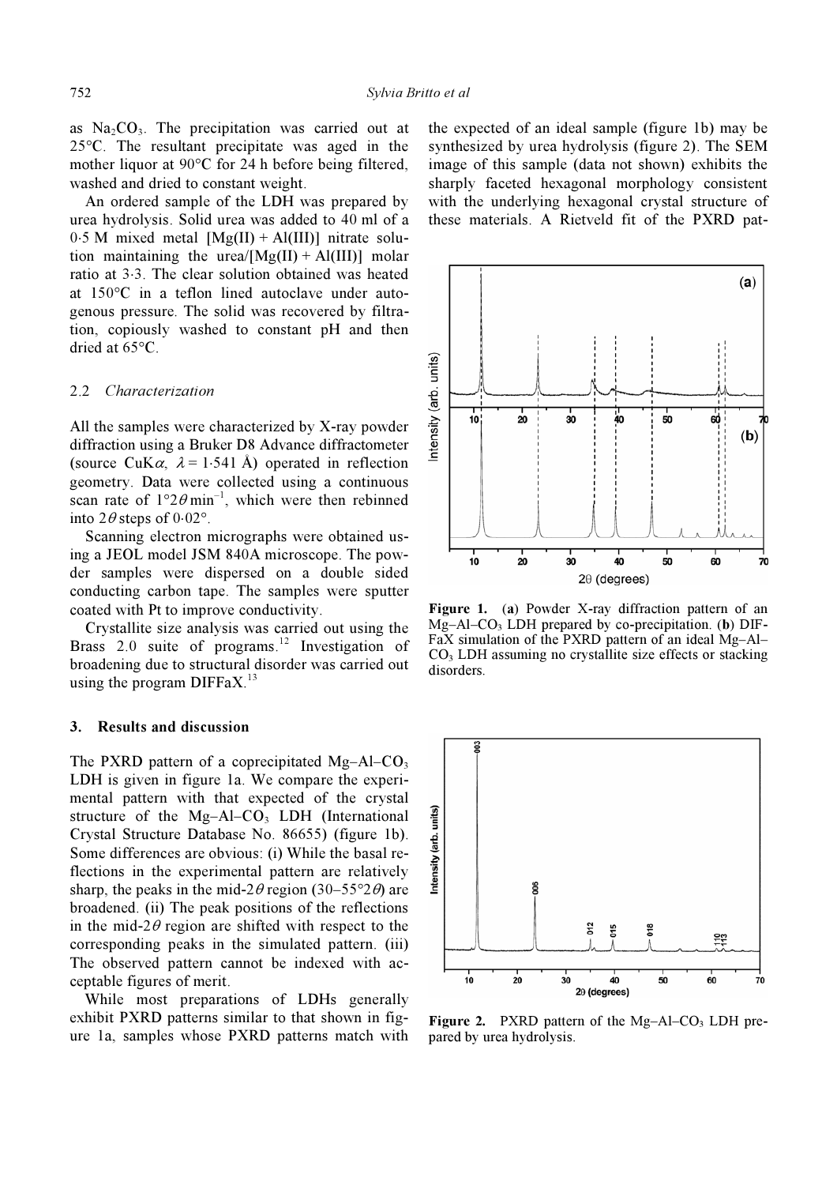as $Na_2CO_3$. The precipitation was carried out at 25°C. The resultant precipitate was aged in the mother liquor at 90°C for 24 h before being filtered, washed and dried to constant weight.

An ordered sample of the LDH was prepared by urea hydrolysis. Solid urea was added to 40 ml of a 0·5 M mixed metal [Mg(II) + Al(III)] nitrate solution maintaining the urea/[Mg(II) + Al(III)] molar ratio at 3·3. The clear solution obtained was heated at 150°C in a teflon lined autoclave under autogenous pressure. The solid was recovered by filtration, copiously washed to constant pH and then dried at 65°C.

### 2.2 *Characterization*

All the samples were characterized by X-ray powder diffraction using a Bruker D8 Advance diffractometer (source CuK$\alpha$, $\lambda$ = 1·541 Å) operated in reflection geometry. Data were collected using a continuous scan rate of 1°2$\theta$ min$^{-1}$, which were then rebinned into 2$\theta$ steps of 0·02°.

Scanning electron micrographs were obtained using a JEOL model JSM 840A microscope. The powder samples were dispersed on a double sided conducting carbon tape. The samples were sputter coated with Pt to improve conductivity.

Crystallite size analysis was carried out using the Brass 2.0 suite of programs.[12] Investigation of broadening due to structural disorder was carried out using the program DIFFaX.[13]

## 3. Results and discussion

The PXRD pattern of a coprecipitated Mg–Al–$CO_3$ LDH is given in figure 1a. We compare the experimental pattern with that expected of the crystal structure of the Mg–Al–$CO_3$ LDH (International Crystal Structure Database No. 86655) (figure 1b). Some differences are obvious: (i) While the basal reflections in the experimental pattern are relatively sharp, the peaks in the mid-2$\theta$ region (30–55°2$\theta$) are broadened. (ii) The peak positions of the reflections in the mid-2$\theta$ region are shifted with respect to the corresponding peaks in the simulated pattern. (iii) The observed pattern cannot be indexed with acceptable figures of merit.

While most preparations of LDHs generally exhibit PXRD patterns similar to that shown in figure 1a, samples whose PXRD patterns match with the expected of an ideal sample (figure 1b) may be synthesized by urea hydrolysis (figure 2). The SEM image of this sample (data not shown) exhibits the sharply faceted hexagonal morphology consistent with the underlying hexagonal crystal structure of these materials. A Rietveld fit of the PXRD pat-

**Figure 1.** (**a**) Powder X-ray diffraction pattern of an Mg–Al–$CO_3$ LDH prepared by co-precipitation. (**b**) DIFFaX simulation of the PXRD pattern of an ideal Mg–Al–$CO_3$ LDH assuming no crystallite size effects or stacking disorders.

**Figure 2.** PXRD pattern of the Mg–Al–$CO_3$ LDH prepared by urea hydrolysis.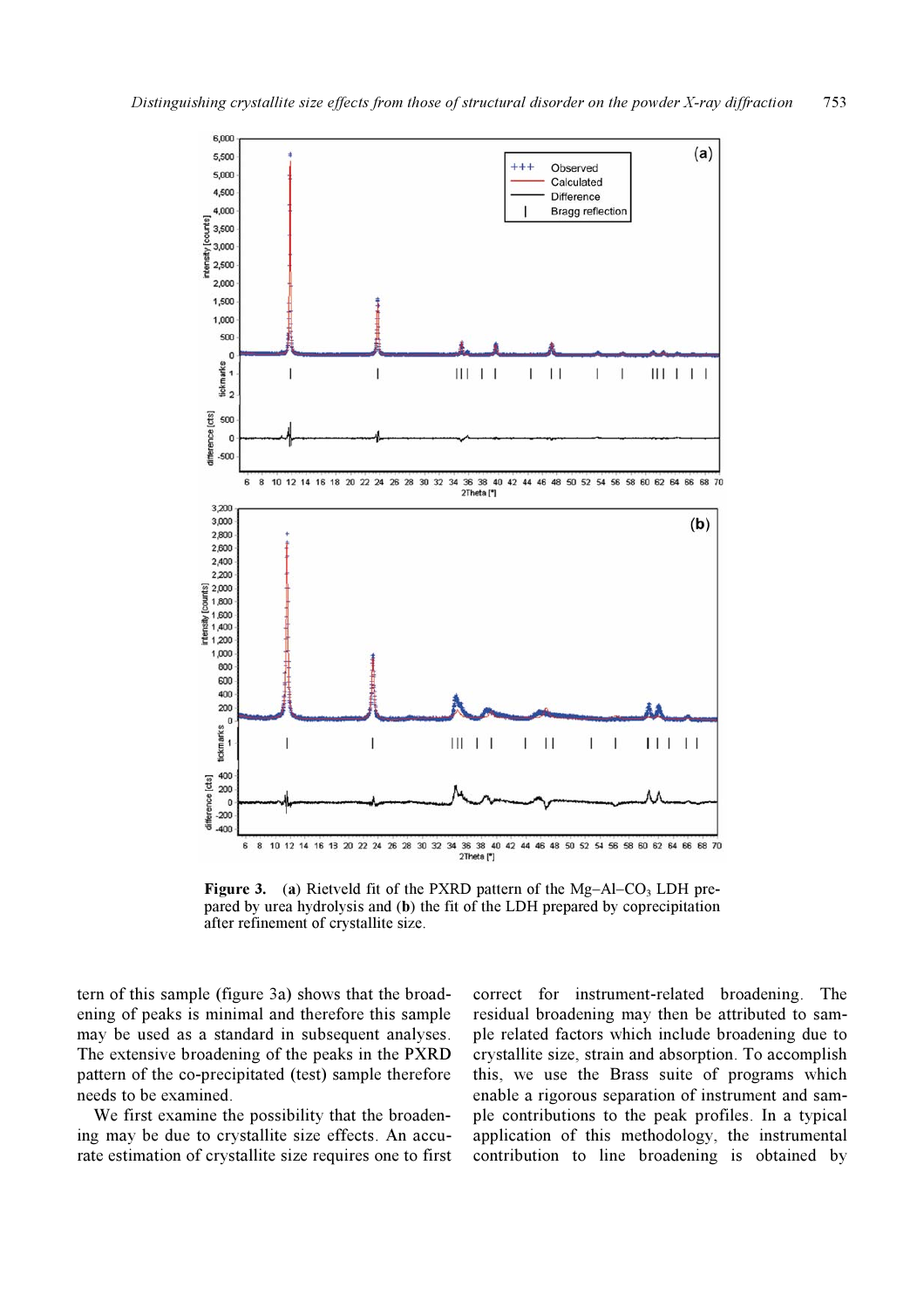**Figure 3.** (**a**) Rietveld fit of the PXRD pattern of the Mg–Al–$CO_3$ LDH prepared by urea hydrolysis and (**b**) the fit of the LDH prepared by coprecipitation after refinement of crystallite size.

tern of this sample (figure 3a) shows that the broadening of peaks is minimal and therefore this sample may be used as a standard in subsequent analyses. The extensive broadening of the peaks in the PXRD pattern of the co-precipitated (test) sample therefore needs to be examined.

We first examine the possibility that the broadening may be due to crystallite size effects. An accurate estimation of crystallite size requires one to first correct for instrument-related broadening. The residual broadening may then be attributed to sample related factors which include broadening due to crystallite size, strain and absorption. To accomplish this, we use the Brass suite of programs which enable a rigorous separation of instrument and sample contributions to the peak profiles. In a typical application of this methodology, the instrumental contribution to line broadening is obtained by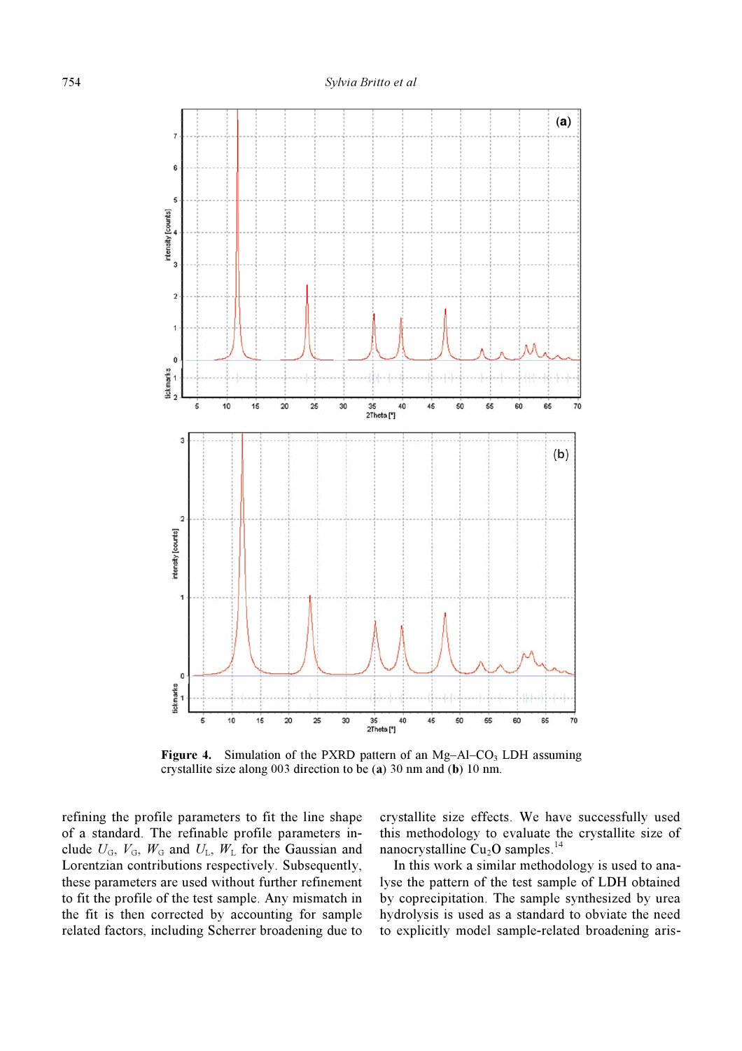**Figure 4.** Simulation of the PXRD pattern of an Mg–Al–$CO_3$ LDH assuming crystallite size along 003 direction to be (**a**) 30 nm and (**b**) 10 nm.

refining the profile parameters to fit the line shape of a standard. The refinable profile parameters include $U_G$, $V_G$, $W_G$ and $U_L$, $W_L$ for the Gaussian and Lorentzian contributions respectively. Subsequently, these parameters are used without further refinement to fit the profile of the test sample. Any mismatch in the fit is then corrected by accounting for sample related factors, including Scherrer broadening due to crystallite size effects. We have successfully used this methodology to evaluate the crystallite size of nanocrystalline $Cu_2O$ samples.[14]

In this work a similar methodology is used to analyse the pattern of the test sample of LDH obtained by coprecipitation. The sample synthesized by urea hydrolysis is used as a standard to obviate the need to explicitly model sample-related broadening aris-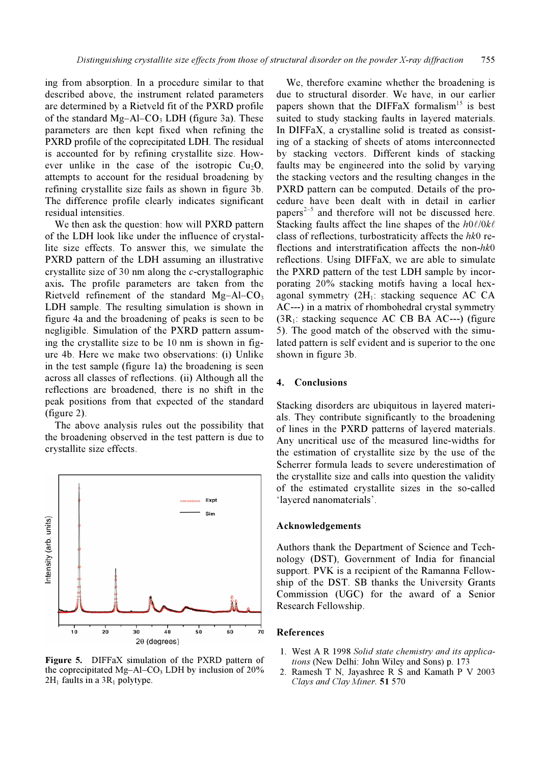ing from absorption. In a procedure similar to that described above, the instrument related parameters are determined by a Rietveld fit of the PXRD profile of the standard Mg–Al–$CO_3$ LDH (figure 3a). These parameters are then kept fixed when refining the PXRD profile of the coprecipitated LDH. The residual is accounted for by refining crystallite size. However unlike in the case of the isotropic $Cu_2O$, attempts to account for the residual broadening by refining crystallite size fails as shown in figure 3b. The difference profile clearly indicates significant residual intensities.

We then ask the question: how will PXRD pattern of the LDH look like under the influence of crystallite size effects. To answer this, we simulate the PXRD pattern of the LDH assuming an illustrative crystallite size of 30 nm along the *c*-crystallographic axis. The profile parameters are taken from the Rietveld refinement of the standard Mg–Al–$CO_3$ LDH sample. The resulting simulation is shown in figure 4a and the broadening of peaks is seen to be negligible. Simulation of the PXRD pattern assuming the crystallite size to be 10 nm is shown in figure 4b. Here we make two observations: (i) Unlike in the test sample (figure 1a) the broadening is seen across all classes of reflections. (ii) Although all the reflections are broadened, there is no shift in the peak positions from that expected of the standard (figure 2).

The above analysis rules out the possibility that the broadening observed in the test pattern is due to crystallite size effects.

Figure 5. DIFFaX simulation of the PXRD pattern of the coprecipitated Mg–Al–$CO_3$ LDH by inclusion of 20% $2H_1$ faults in a $3R_1$ polytype.

We, therefore examine whether the broadening is due to structural disorder. We have, in our earlier papers shown that the DIFFaX formalism[15] is best suited to study stacking faults in layered materials. In DIFFaX, a crystalline solid is treated as consisting of a stacking of sheets of atoms interconnected by stacking vectors. Different kinds of stacking faults may be engineered into the solid by varying the stacking vectors and the resulting changes in the PXRD pattern can be computed. Details of the procedure have been dealt with in detail in earlier papers[2–5] and therefore will not be discussed here. Stacking faults affect the line shapes of the $h0\ell/0k\ell$ class of reflections, turbostraticity affects the $hk0$ reflections and interstratification affects the non-$hk0$ reflections. Using DIFFaX, we are able to simulate the PXRD pattern of the test LDH sample by incorporating 20% stacking motifs having a local hexagonal symmetry ($2H_1$: stacking sequence AC CA AC---) in a matrix of rhombohedral crystal symmetry ($3R_1$: stacking sequence AC CB BA AC---) (figure 5). The good match of the observed with the simulated pattern is self evident and is superior to the one shown in figure 3b.

## 4. Conclusions

Stacking disorders are ubiquitous in layered materials. They contribute significantly to the broadening of lines in the PXRD patterns of layered materials. Any uncritical use of the measured line-widths for the estimation of crystallite size by the use of the Scherrer formula leads to severe underestimation of the crystallite size and calls into question the validity of the estimated crystallite sizes in the so-called 'layered nanomaterials'.

### Acknowledgements

Authors thank the Department of Science and Technology (DST), Government of India for financial support. PVK is a recipient of the Ramanna Fellowship of the DST. SB thanks the University Grants Commission (UGC) for the award of a Senior Research Fellowship.

### References

1. West A R 1998 *Solid state chemistry and its applications* (New Delhi: John Wiley and Sons) p. 173
2. Ramesh T N, Jayashree R S and Kamath P V 2003 *Clays and Clay Miner.* **51** 570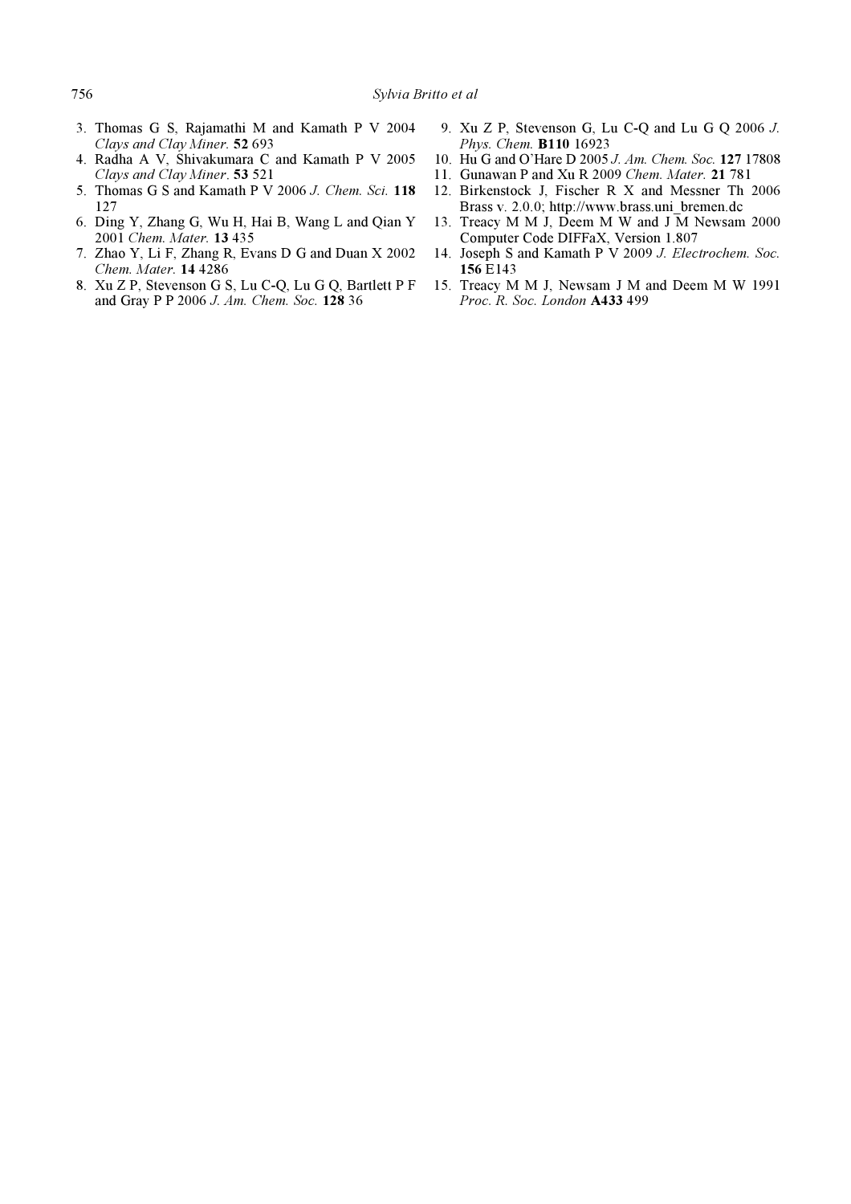3. Thomas G S, Rajamathi M and Kamath P V 2004 *Clays and Clay Miner.* **52** 693
4. Radha A V, Shivakumara C and Kamath P V 2005 *Clays and Clay Miner*. **53** 521
5. Thomas G S and Kamath P V 2006 *J. Chem. Sci.* **118** 127
6. Ding Y, Zhang G, Wu H, Hai B, Wang L and Qian Y 2001 *Chem. Mater.* **13** 435
7. Zhao Y, Li F, Zhang R, Evans D G and Duan X 2002 *Chem. Mater.* **14** 4286
8. Xu Z P, Stevenson G S, Lu C-Q, Lu G Q, Bartlett P F and Gray P P 2006 *J. Am. Chem. Soc.* **128** 36
9. Xu Z P, Stevenson G, Lu C-Q and Lu G Q 2006 *J. Phys. Chem.* **B110** 16923
10. Hu G and O'Hare D 2005 *J. Am. Chem. Soc.* **127** 17808
11. Gunawan P and Xu R 2009 *Chem. Mater.* **21** 781
12. Birkenstock J, Fischer R X and Messner Th 2006 Brass v. 2.0.0; http://www.brass.uni_bremen.dc
13. Treacy M M J, Deem M W and J M Newsam 2000 Computer Code DIFFaX, Version 1.807
14. Joseph S and Kamath P V 2009 *J. Electrochem. Soc.* **156** E143
15. Treacy M M J, Newsam J M and Deem M W 1991 *Proc. R. Soc. London* **A433** 499